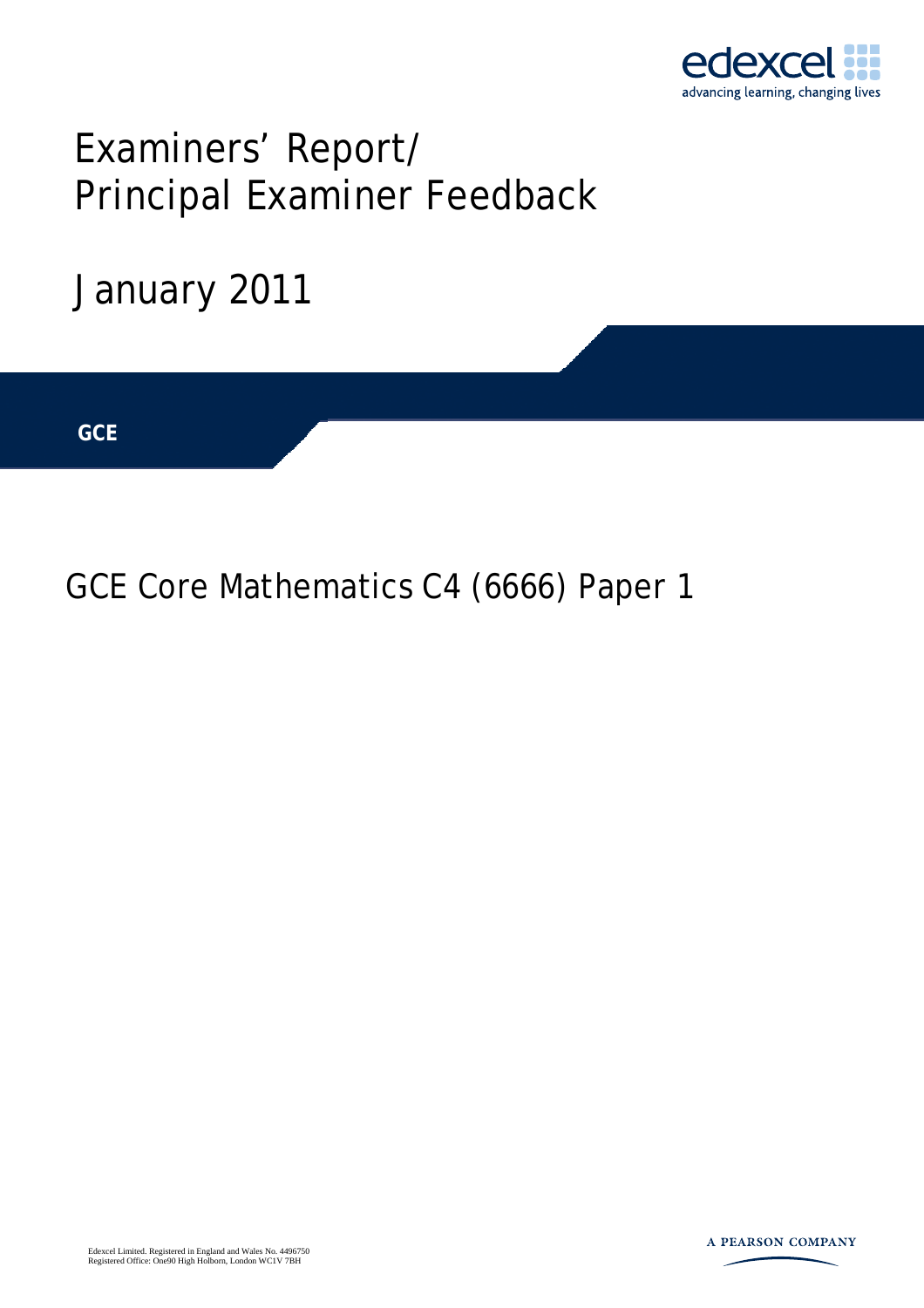edexcel

advancing learning, changing lives

# Examiners' Report/ Principal Examiner Feedback

## January 2011

**GCE**

## GCE Core Mathematics C4 (6666) Paper 1

Edexcel Limited. Registered in England and Wales No. 4496750
Registered Office: One90 High Holborn, London WC1V 7BH

A PEARSON COMPANY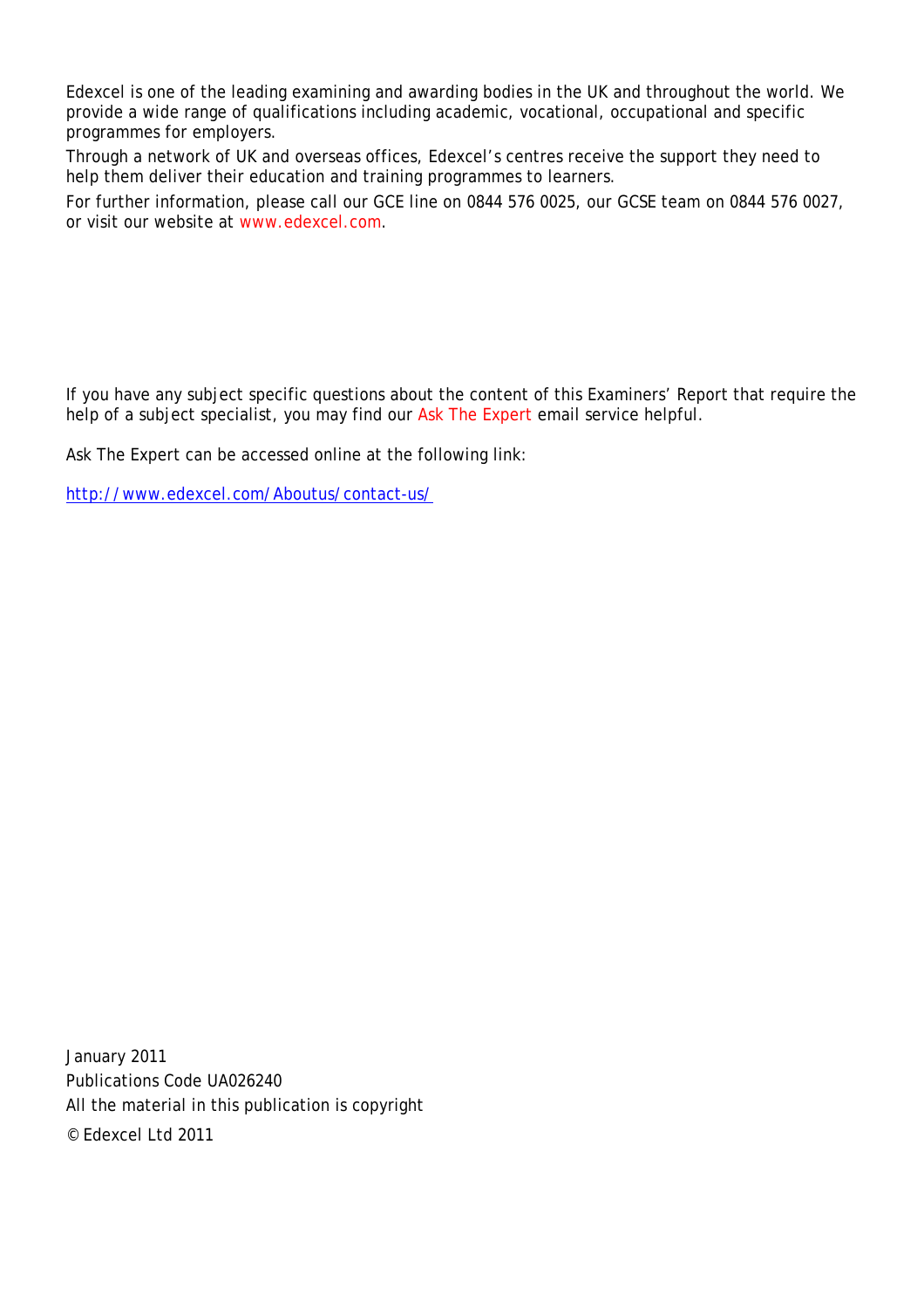Edexcel is one of the leading examining and awarding bodies in the UK and throughout the world. We provide a wide range of qualifications including academic, vocational, occupational and specific programmes for employers.

Through a network of UK and overseas offices, Edexcel's centres receive the support they need to help them deliver their education and training programmes to learners.

For further information, please call our GCE line on 0844 576 0025, our GCSE team on 0844 576 0027, or visit our website at www.edexcel.com.

If you have any subject specific questions about the content of this Examiners' Report that require the help of a subject specialist, you may find our Ask The Expert email service helpful.

Ask The Expert can be accessed online at the following link:

http://www.edexcel.com/Aboutus/contact-us/

January 2011

Publications Code UA026240

All the material in this publication is copyright

© Edexcel Ltd 2011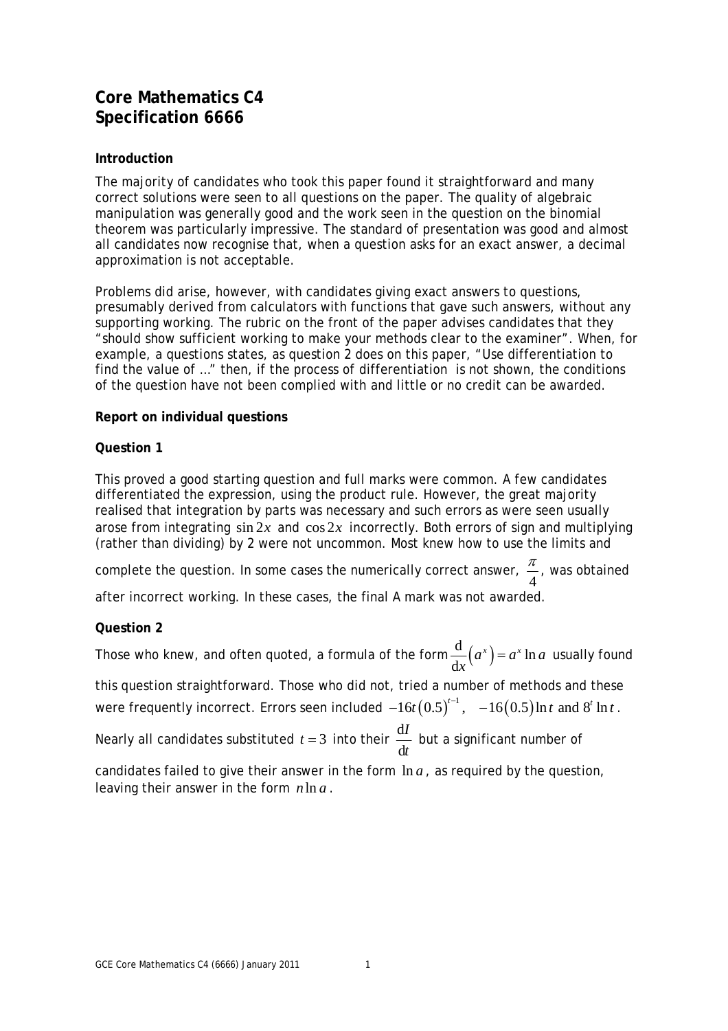# Core Mathematics C4
# Specification 6666

### Introduction

The majority of candidates who took this paper found it straightforward and many correct solutions were seen to all questions on the paper. The quality of algebraic manipulation was generally good and the work seen in the question on the binomial theorem was particularly impressive. The standard of presentation was good and almost all candidates now recognise that, when a question asks for an exact answer, a decimal approximation is not acceptable.

Problems did arise, however, with candidates giving exact answers to questions, presumably derived from calculators with functions that gave such answers, without any supporting working. The rubric on the front of the paper advises candidates that they "should show sufficient working to make your methods clear to the examiner". When, for example, a questions states, as question 2 does on this paper, "Use differentiation to find the value of …" then, if the process of differentiation is not shown, the conditions of the question have not been complied with and little or no credit can be awarded.

### Report on individual questions

### Question 1

This proved a good starting question and full marks were common. A few candidates differentiated the expression, using the product rule. However, the great majority realised that integration by parts was necessary and such errors as were seen usually arose from integrating $\sin 2x$ and $\cos 2x$ incorrectly. Both errors of sign and multiplying (rather than dividing) by 2 were not uncommon. Most knew how to use the limits and complete the question. In some cases the numerically correct answer, $\frac{\pi}{4}$, was obtained after incorrect working. In these cases, the final A mark was not awarded.

### Question 2

Those who knew, and often quoted, a formula of the form $\frac{\mathrm{d}}{\mathrm{d}x}\left(a^x\right) = a^x \ln a$ usually found this question straightforward. Those who did not, tried a number of methods and these were frequently incorrect. Errors seen included $-16t\left(0.5\right)^{t-1}$, $-16\left(0.5\right)\ln t$ and $8^t \ln t$.

Nearly all candidates substituted $t = 3$ into their $\frac{\mathrm{d}I}{\mathrm{d}t}$ but a significant number of candidates failed to give their answer in the form $\ln a$, as required by the question, leaving their answer in the form $n \ln a$.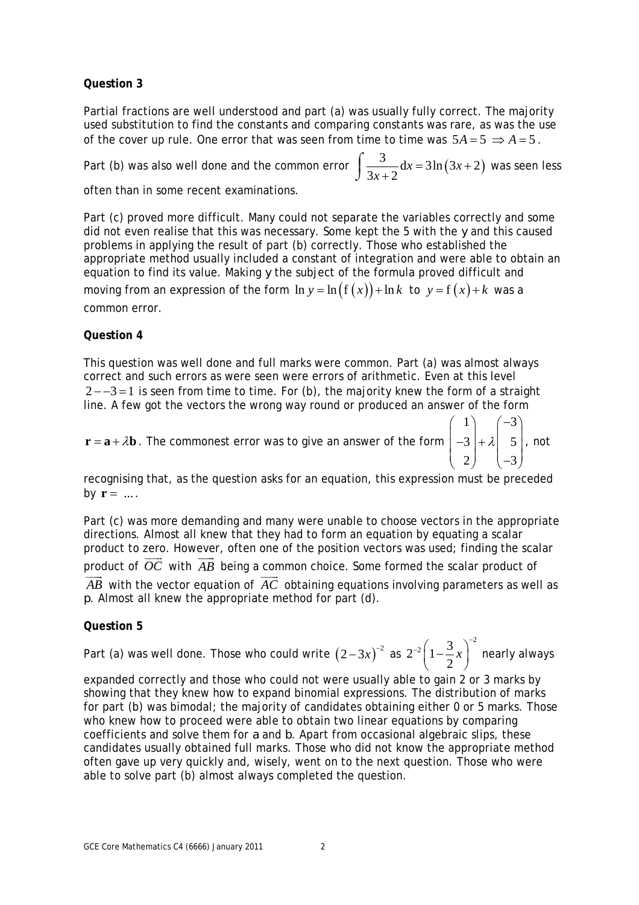**Question 3**

Partial fractions are well understood and part (a) was usually fully correct. The majority used substitution to find the constants and comparing constants was rare, as was the use of the cover up rule. One error that was seen from time to time was $5A = 5 \Rightarrow A = 5$.

Part (b) was also well done and the common error $\int \frac{3}{3x+2}\,\mathrm{d}x = 3\ln(3x+2)$ was seen less often than in some recent examinations.

Part (c) proved more difficult. Many could not separate the variables correctly and some did not even realise that this was necessary. Some kept the 5 with the *y* and this caused problems in applying the result of part (b) correctly. Those who established the appropriate method usually included a constant of integration and were able to obtain an equation to find its value. Making *y* the subject of the formula proved difficult and moving from an expression of the form $\ln y = \ln(\mathrm{f}(x)) + \ln k$ to $y = \mathrm{f}(x) + k$ was a common error.

**Question 4**

This question was well done and full marks were common. Part (a) was almost always correct and such errors as were seen were errors of arithmetic. Even at this level $2 - -3 = 1$ is seen from time to time. For (b), the majority knew the form of a straight line. A few got the vectors the wrong way round or produced an answer of the form $\mathbf{r} = \mathbf{a} + \lambda\mathbf{b}$. The commonest error was to give an answer of the form $\begin{pmatrix} 1 \\ -3 \\ 2 \end{pmatrix} + \lambda \begin{pmatrix} -3 \\ 5 \\ -3 \end{pmatrix}$, not recognising that, as the question asks for an equation, this expression must be preceded by $\mathbf{r} = \ldots$.

Part (c) was more demanding and many were unable to choose vectors in the appropriate directions. Almost all knew that they had to form an equation by equating a scalar product to zero. However, often one of the position vectors was used; finding the scalar product of $\overrightarrow{OC}$ with $\overrightarrow{AB}$ being a common choice. Some formed the scalar product of $\overrightarrow{AB}$ with the vector equation of $\overrightarrow{AC}$ obtaining equations involving parameters as well as *p*. Almost all knew the appropriate method for part (d).

**Question 5**

Part (a) was well done. Those who could write $(2-3x)^{-2}$ as $2^{-2}\left(1-\frac{3}{2}x\right)^{-2}$ nearly always expanded correctly and those who could not were usually able to gain 2 or 3 marks by showing that they knew how to expand binomial expressions. The distribution of marks for part (b) was bimodal; the majority of candidates obtaining either 0 or 5 marks. Those who knew how to proceed were able to obtain two linear equations by comparing coefficients and solve them for *a* and *b*. Apart from occasional algebraic slips, these candidates usually obtained full marks. Those who did not know the appropriate method often gave up very quickly and, wisely, went on to the next question. Those who were able to solve part (b) almost always completed the question.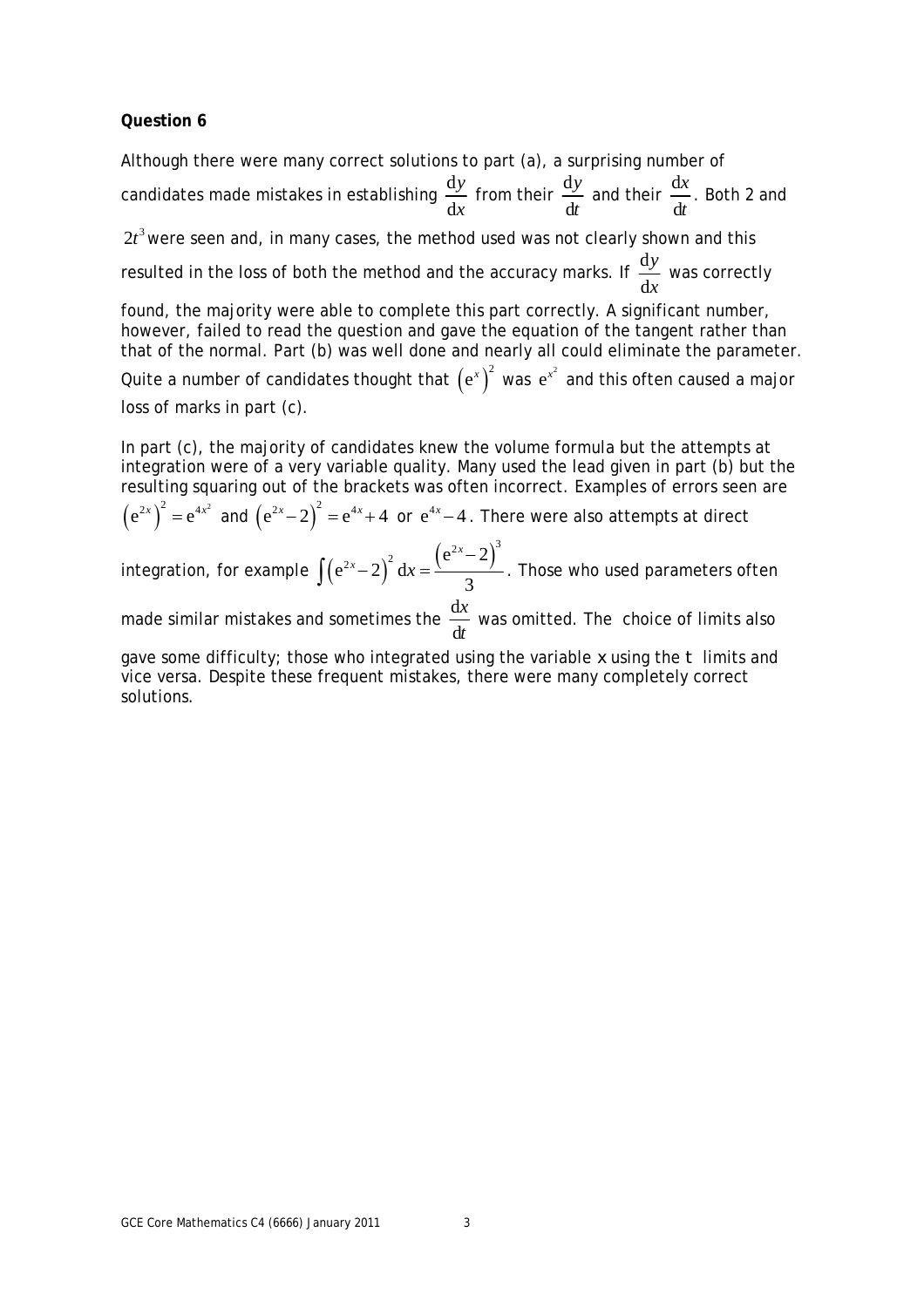**Question 6**

Although there were many correct solutions to part (a), a surprising number of candidates made mistakes in establishing $\frac{dy}{dx}$ from their $\frac{dy}{dt}$ and their $\frac{dx}{dt}$. Both 2 and $2t^3$ were seen and, in many cases, the method used was not clearly shown and this resulted in the loss of both the method and the accuracy marks. If $\frac{dy}{dx}$ was correctly found, the majority were able to complete this part correctly. A significant number, however, failed to read the question and gave the equation of the tangent rather than that of the normal. Part (b) was well done and nearly all could eliminate the parameter. Quite a number of candidates thought that $\left(e^x\right)^2$ was $e^{x^2}$ and this often caused a major loss of marks in part (c).

In part (c), the majority of candidates knew the volume formula but the attempts at integration were of a very variable quality. Many used the lead given in part (b) but the resulting squaring out of the brackets was often incorrect. Examples of errors seen are $\left(e^{2x}\right)^2 = e^{4x^2}$ and $\left(e^{2x} - 2\right)^2 = e^{4x} + 4$ or $e^{4x} - 4$. There were also attempts at direct integration, for example $\int \left(e^{2x} - 2\right)^2 dx = \frac{\left(e^{2x} - 2\right)^3}{3}$. Those who used parameters often made similar mistakes and sometimes the $\frac{dx}{dt}$ was omitted. The choice of limits also gave some difficulty; those who integrated using the variable $x$ using the $t$ limits and vice versa. Despite these frequent mistakes, there were many completely correct solutions.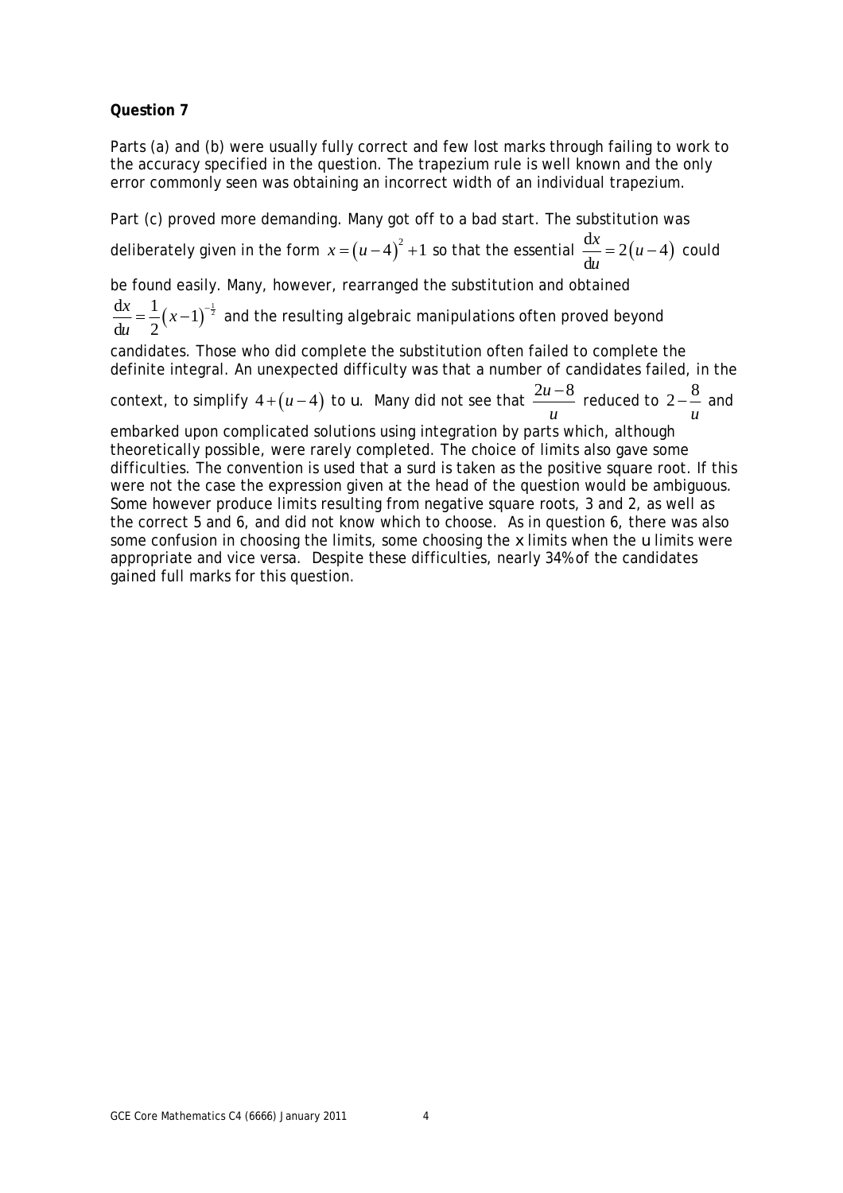**Question 7**

Parts (a) and (b) were usually fully correct and few lost marks through failing to work to the accuracy specified in the question. The trapezium rule is well known and the only error commonly seen was obtaining an incorrect width of an individual trapezium.

Part (c) proved more demanding. Many got off to a bad start. The substitution was deliberately given in the form $x = (u-4)^2 + 1$ so that the essential $\frac{dx}{du} = 2(u-4)$ could be found easily. Many, however, rearranged the substitution and obtained $\frac{dx}{du} = \frac{1}{2}(x-1)^{-\frac{1}{2}}$ and the resulting algebraic manipulations often proved beyond candidates. Those who did complete the substitution often failed to complete the definite integral. An unexpected difficulty was that a number of candidates failed, in the context, to simplify $4 + (u-4)$ to u. Many did not see that $\frac{2u-8}{u}$ reduced to $2 - \frac{8}{u}$ and embarked upon complicated solutions using integration by parts which, although theoretically possible, were rarely completed. The choice of limits also gave some difficulties. The convention is used that a surd is taken as the positive square root. If this were not the case the expression given at the head of the question would be ambiguous. Some however produce limits resulting from negative square roots, 3 and 2, as well as the correct 5 and 6, and did not know which to choose. As in question 6, there was also some confusion in choosing the limits, some choosing the x limits when the u limits were appropriate and vice versa. Despite these difficulties, nearly 34% of the candidates gained full marks for this question.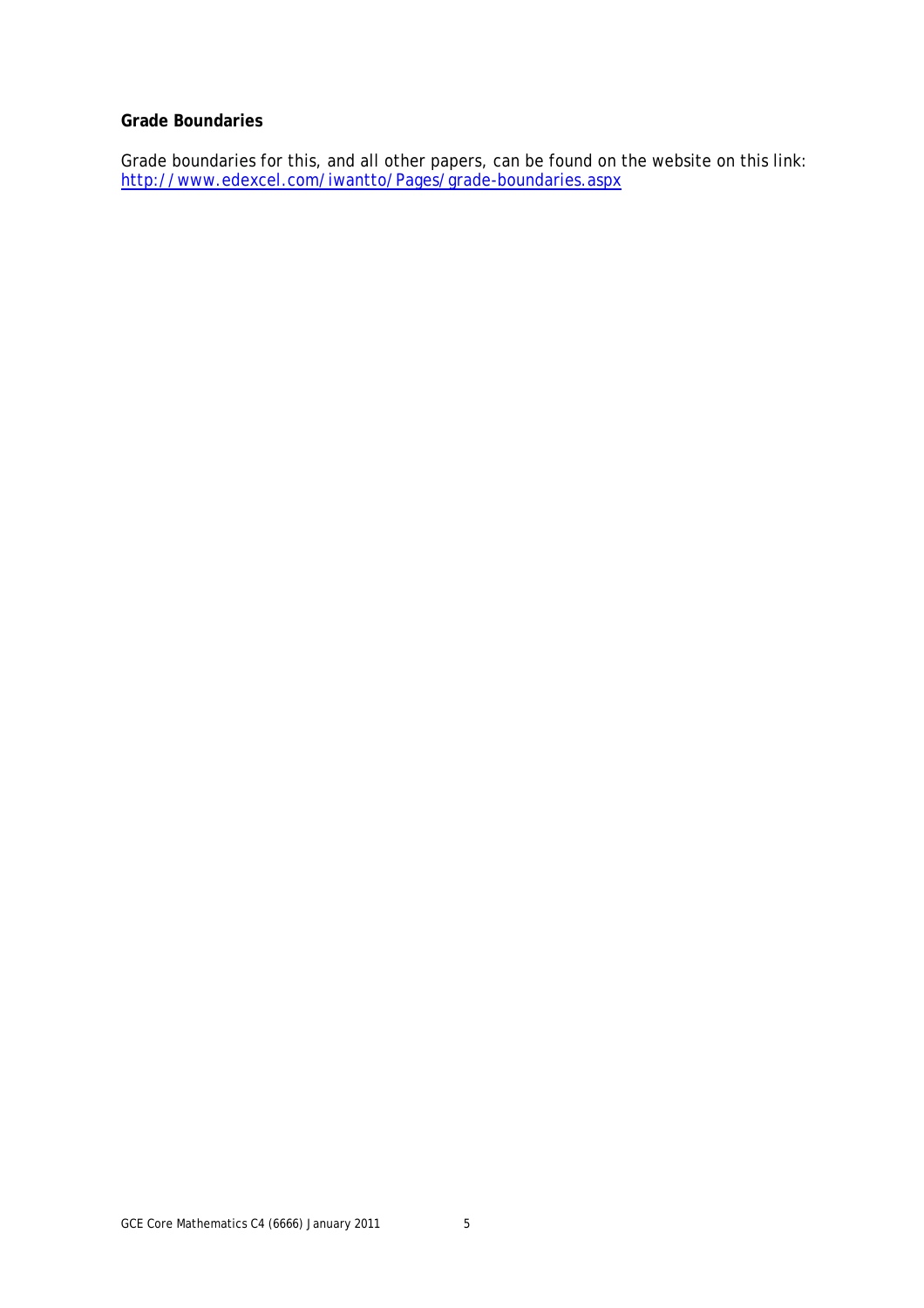**Grade Boundaries**

Grade boundaries for this, and all other papers, can be found on the website on this link:
http://www.edexcel.com/iwantto/Pages/grade-boundaries.aspx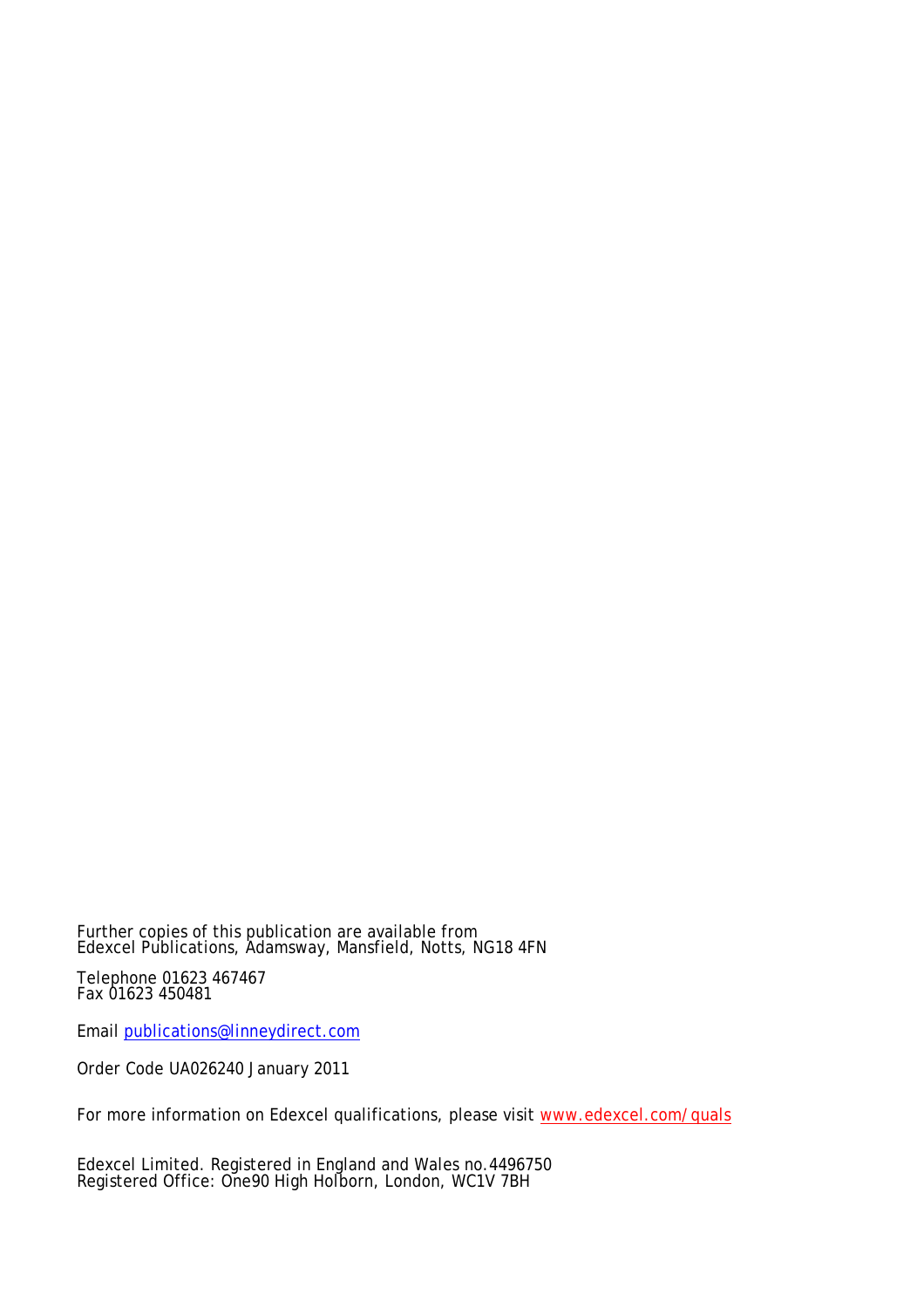Further copies of this publication are available from
Edexcel Publications, Adamsway, Mansfield, Notts, NG18 4FN

Telephone 01623 467467
Fax 01623 450481

Email publications@linneydirect.com

Order Code UA026240 January 2011

For more information on Edexcel qualifications, please visit www.edexcel.com/quals

Edexcel Limited. Registered in England and Wales no.4496750
Registered Office: One90 High Holborn, London, WC1V 7BH